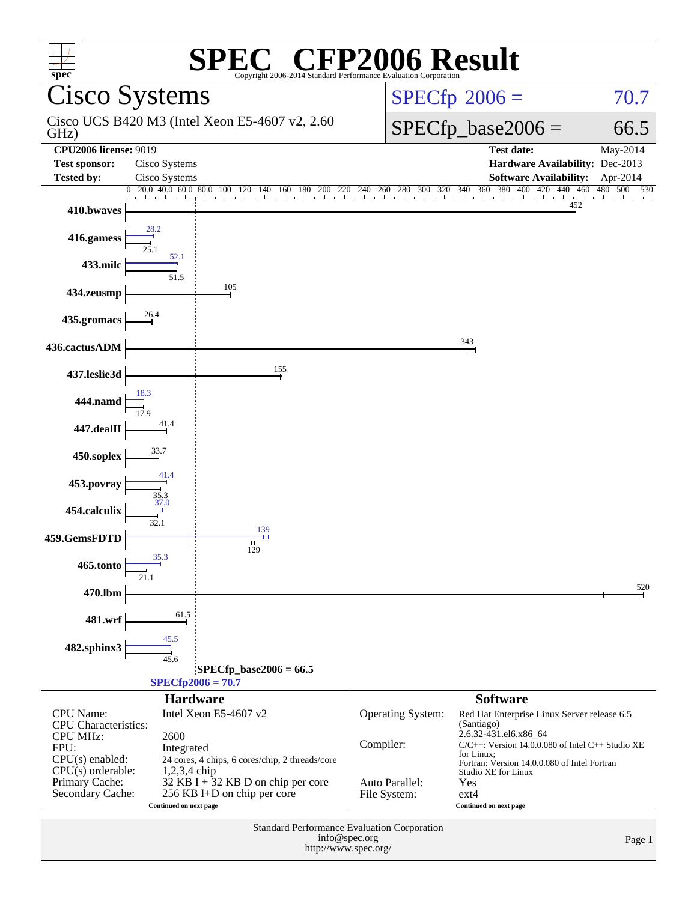# SPEC CFP2006 Result

Copyright 2006-2014 Standard Performance Evaluation Corporation

## Cisco Systems

Cisco UCS B420 M3 (Intel Xeon E5-4607 v2, 2.60 GHz)

SPECfp 2006 = 70.7

SPECfp_base2006 = 66.5

| | | | |
|---|---|---|---|
| **CPU2006 license:** 9019 | | **Test date:** | May-2014 |
| **Test sponsor:** | Cisco Systems | **Hardware Availability:** | Dec-2013 |
| **Tested by:** | Cisco Systems | **Software Availability:** | Apr-2014 |

| Benchmark | Peak | Base |
|---|---|---|
| 410.bwaves | | 452 |
| 416.gamess | 28.2 | 25.1 |
| 433.milc | 52.1 | 51.5 |
| 434.zeusmp | | 105 |
| 435.gromacs | | 26.4 |
| 436.cactusADM | | 343 |
| 437.leslie3d | | 155 |
| 444.namd | 18.3 | 17.9 |
| 447.dealII | | 41.4 |
| 450.soplex | | 33.7 |
| 453.povray | 41.4 | 35.3 |
| 454.calculix | 37.0 | 32.1 |
| 459.GemsFDTD | 139 | 129 |
| 465.tonto | 35.3 | 21.1 |
| 470.lbm | | 520 |
| 481.wrf | | 61.5 |
| 482.sphinx3 | 45.5 | 45.6 |

SPECfp_base2006 = 66.5

SPECfp2006 = 70.7

### Hardware

| | |
|---|---|
| CPU Name: | Intel Xeon E5-4607 v2 |
| CPU Characteristics: | |
| CPU MHz: | 2600 |
| FPU: | Integrated |
| CPU(s) enabled: | 24 cores, 4 chips, 6 cores/chip, 2 threads/core |
| CPU(s) orderable: | 1,2,3,4 chip |
| Primary Cache: | 32 KB I + 32 KB D on chip per core |
| Secondary Cache: | 256 KB I+D on chip per core |

Continued on next page

### Software

| | |
|---|---|
| Operating System: | Red Hat Enterprise Linux Server release 6.5 (Santiago) 2.6.32-431.el6.x86_64 |
| Compiler: | C/C++: Version 14.0.0.080 of Intel C++ Studio XE for Linux; Fortran: Version 14.0.0.080 of Intel Fortran Studio XE for Linux |
| Auto Parallel: | Yes |
| File System: | ext4 |

Continued on next page

Standard Performance Evaluation Corporation
info@spec.org
http://www.spec.org/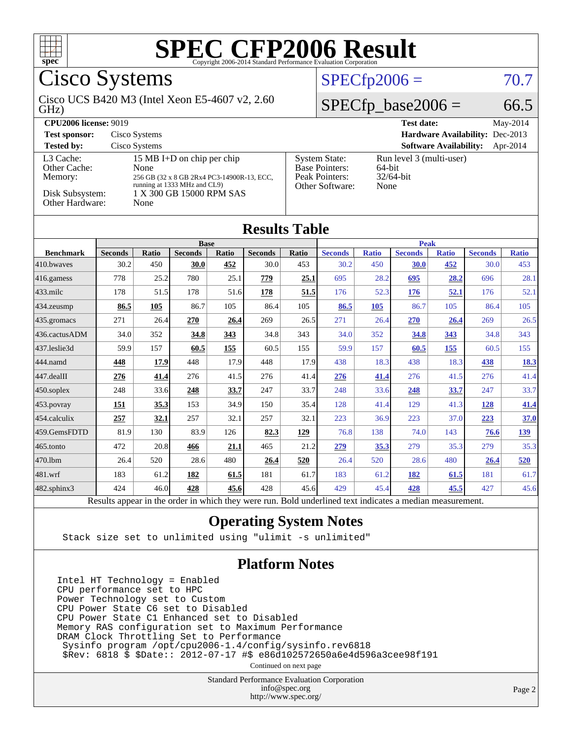# SPEC CFP2006 Result

Copyright 2006-2014 Standard Performance Evaluation Corporation

## Cisco Systems

Cisco UCS B420 M3 (Intel Xeon E5-4607 v2, 2.60 GHz)

SPECfp2006 = 70.7

SPECfp_base2006 = 66.5

| | | | |
|---|---|---|---|
| **CPU2006 license:** 9019 | | **Test date:** | May-2014 |
| **Test sponsor:** | Cisco Systems | **Hardware Availability:** | Dec-2013 |
| **Tested by:** | Cisco Systems | **Software Availability:** | Apr-2014 |

| | | | |
|---|---|---|---|
| L3 Cache: | 15 MB I+D on chip per chip | System State: | Run level 3 (multi-user) |
| Other Cache: | None | Base Pointers: | 64-bit |
| Memory: | 256 GB (32 x 8 GB 2Rx4 PC3-14900R-13, ECC, running at 1333 MHz and CL9) | Peak Pointers: | 32/64-bit |
| Disk Subsystem: | 1 X 300 GB 15000 RPM SAS | Other Software: | None |
| Other Hardware: | None | | |

## Results Table

| Benchmark | Base | | | | | | Peak | | | | | |
|---|---|---|---|---|---|---|---|---|---|---|---|---|
| | Seconds | Ratio | Seconds | Ratio | Seconds | Ratio | Seconds | Ratio | Seconds | Ratio | Seconds | Ratio |
| 410.bwaves | 30.2 | 450 | **30.0** | **452** | 30.0 | 453 | 30.2 | 450 | **30.0** | **452** | 30.0 | 453 |
| 416.gamess | 778 | 25.2 | 780 | 25.1 | **779** | **25.1** | 695 | 28.2 | **695** | **28.2** | 696 | 28.1 |
| 433.milc | 178 | 51.5 | 178 | 51.6 | **178** | **51.5** | 176 | 52.3 | **176** | **52.1** | 176 | 52.1 |
| 434.zeusmp | **86.5** | **105** | 86.7 | 105 | 86.4 | 105 | **86.5** | **105** | 86.7 | 105 | 86.4 | 105 |
| 435.gromacs | 271 | 26.4 | **270** | **26.4** | 269 | 26.5 | 271 | 26.4 | **270** | **26.4** | 269 | 26.5 |
| 436.cactusADM | 34.0 | 352 | **34.8** | **343** | 34.8 | 343 | 34.0 | 352 | **34.8** | **343** | 34.8 | 343 |
| 437.leslie3d | 59.9 | 157 | **60.5** | **155** | 60.5 | 155 | 59.9 | 157 | **60.5** | **155** | 60.5 | 155 |
| 444.namd | **448** | **17.9** | 448 | 17.9 | 448 | 17.9 | 438 | 18.3 | 438 | 18.3 | **438** | **18.3** |
| 447.dealII | **276** | **41.4** | 276 | 41.5 | 276 | 41.4 | **276** | **41.4** | 276 | 41.5 | 276 | 41.4 |
| 450.soplex | 248 | 33.6 | **248** | **33.7** | 247 | 33.7 | 248 | 33.6 | **248** | **33.7** | 247 | 33.7 |
| 453.povray | **151** | **35.3** | 153 | 34.9 | 150 | 35.4 | 128 | 41.4 | 129 | 41.3 | **128** | **41.4** |
| 454.calculix | **257** | **32.1** | 257 | 32.1 | 257 | 32.1 | 223 | 36.9 | 223 | 37.0 | **223** | **37.0** |
| 459.GemsFDTD | 81.9 | 130 | 83.9 | 126 | **82.3** | **129** | 76.8 | 138 | 74.0 | 143 | **76.6** | **139** |
| 465.tonto | 472 | 20.8 | **466** | **21.1** | 465 | 21.2 | **279** | **35.3** | 279 | 35.3 | 279 | 35.3 |
| 470.lbm | 26.4 | 520 | 28.6 | 480 | **26.4** | **520** | 26.4 | 520 | 28.6 | 480 | **26.4** | **520** |
| 481.wrf | 183 | 61.2 | **182** | **61.5** | 181 | 61.7 | 183 | 61.2 | **182** | **61.5** | 181 | 61.7 |
| 482.sphinx3 | 424 | 46.0 | **428** | **45.6** | 428 | 45.6 | 429 | 45.4 | **428** | **45.5** | 427 | 45.6 |

Results appear in the order in which they were run. Bold underlined text indicates a median measurement.

## Operating System Notes

```
Stack size set to unlimited using "ulimit -s unlimited"
```

## Platform Notes

```
Intel HT Technology = Enabled
CPU performance set to HPC
Power Technology set to Custom
CPU Power State C6 set to Disabled
CPU Power State C1 Enhanced set to Disabled
Memory RAS configuration set to Maximum Performance
DRAM Clock Throttling Set to Performance
 Sysinfo program /opt/cpu2006-1.4/config/sysinfo.rev6818
 $Rev: 6818 $ $Date:: 2012-07-17 #$ e86d102572650a6e4d596a3cee98f191
```

Continued on next page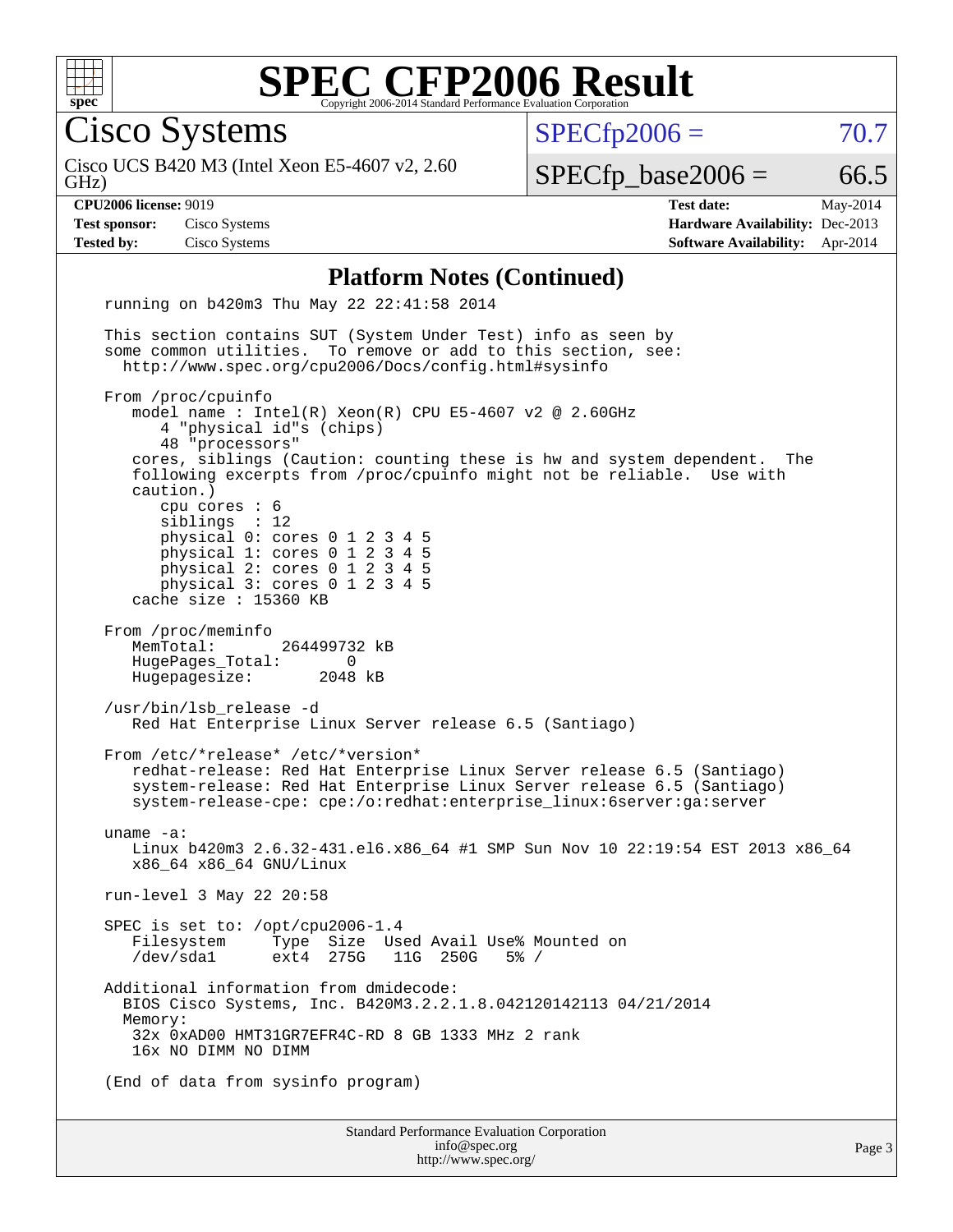# SPEC CFP2006 Result

Copyright 2006-2014 Standard Performance Evaluation Corporation

## Cisco Systems

Cisco UCS B420 M3 (Intel Xeon E5-4607 v2, 2.60 GHz)

SPECfp2006 = 70.7

SPECfp_base2006 = 66.5

**CPU2006 license:** 9019
**Test sponsor:** Cisco Systems
**Tested by:** Cisco Systems
**Test date:** May-2014
**Hardware Availability:** Dec-2013
**Software Availability:** Apr-2014

### Platform Notes (Continued)

```
running on b420m3 Thu May 22 22:41:58 2014

This section contains SUT (System Under Test) info as seen by
some common utilities.  To remove or add to this section, see:
  http://www.spec.org/cpu2006/Docs/config.html#sysinfo

From /proc/cpuinfo
   model name : Intel(R) Xeon(R) CPU E5-4607 v2 @ 2.60GHz
      4 "physical id"s (chips)
      48 "processors"
   cores, siblings (Caution: counting these is hw and system dependent.  The
   following excerpts from /proc/cpuinfo might not be reliable.  Use with
   caution.)
      cpu cores : 6
      siblings  : 12
      physical 0: cores 0 1 2 3 4 5
      physical 1: cores 0 1 2 3 4 5
      physical 2: cores 0 1 2 3 4 5
      physical 3: cores 0 1 2 3 4 5
   cache size : 15360 KB

From /proc/meminfo
   MemTotal:       264499732 kB
   HugePages_Total:       0
   Hugepagesize:       2048 kB

/usr/bin/lsb_release -d
   Red Hat Enterprise Linux Server release 6.5 (Santiago)

From /etc/*release* /etc/*version*
   redhat-release: Red Hat Enterprise Linux Server release 6.5 (Santiago)
   system-release: Red Hat Enterprise Linux Server release 6.5 (Santiago)
   system-release-cpe: cpe:/o:redhat:enterprise_linux:6server:ga:server

uname -a:
   Linux b420m3 2.6.32-431.el6.x86_64 #1 SMP Sun Nov 10 22:19:54 EST 2013 x86_64
   x86_64 x86_64 GNU/Linux

run-level 3 May 22 20:58

SPEC is set to: /opt/cpu2006-1.4
   Filesystem     Type  Size  Used Avail Use% Mounted on
   /dev/sda1      ext4  275G   11G  250G   5% /

Additional information from dmidecode:
  BIOS Cisco Systems, Inc. B420M3.2.2.1.8.042120142113 04/21/2014
  Memory:
   32x 0xAD00 HMT31GR7EFR4C-RD 8 GB 1333 MHz 2 rank
   16x NO DIMM NO DIMM

(End of data from sysinfo program)
```

Standard Performance Evaluation Corporation
info@spec.org
http://www.spec.org/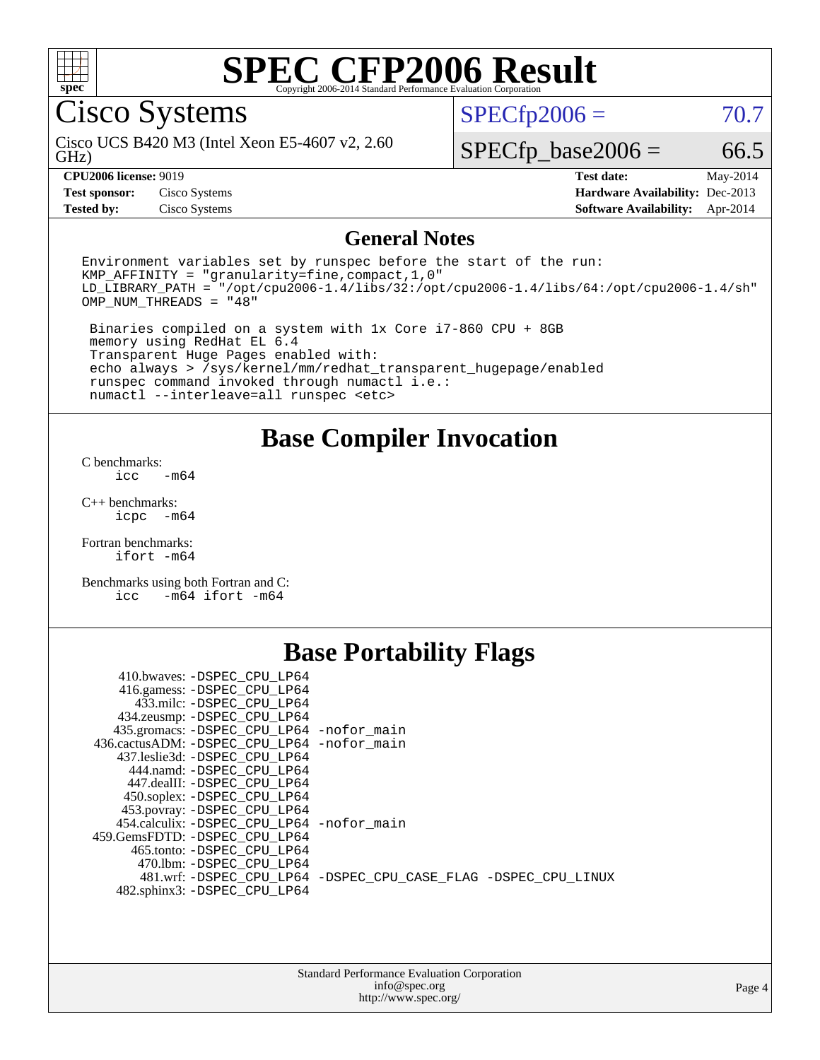# SPEC CFP2006 Result

Copyright 2006-2014 Standard Performance Evaluation Corporation

## Cisco Systems

Cisco UCS B420 M3 (Intel Xeon E5-4607 v2, 2.60 GHz)

SPECfp2006 = 70.7

SPECfp_base2006 = 66.5

| | | | |
|---|---|---|---|
| **CPU2006 license:** 9019 | | **Test date:** | May-2014 |
| **Test sponsor:** | Cisco Systems | **Hardware Availability:** | Dec-2013 |
| **Tested by:** | Cisco Systems | **Software Availability:** | Apr-2014 |

## General Notes

```
Environment variables set by runspec before the start of the run:
KMP_AFFINITY = "granularity=fine,compact,1,0"
LD_LIBRARY_PATH = "/opt/cpu2006-1.4/libs/32:/opt/cpu2006-1.4/libs/64:/opt/cpu2006-1.4/sh"
OMP_NUM_THREADS = "48"

 Binaries compiled on a system with 1x Core i7-860 CPU + 8GB
 memory using RedHat EL 6.4
 Transparent Huge Pages enabled with:
 echo always > /sys/kernel/mm/redhat_transparent_hugepage/enabled
 runspec command invoked through numactl i.e.:
 numactl --interleave=all runspec <etc>
```

## Base Compiler Invocation

C benchmarks:
    icc -m64

C++ benchmarks:
    icpc -m64

Fortran benchmarks:
    ifort -m64

Benchmarks using both Fortran and C:
    icc -m64 ifort -m64

## Base Portability Flags

410.bwaves: -DSPEC_CPU_LP64
416.gamess: -DSPEC_CPU_LP64
433.milc: -DSPEC_CPU_LP64
434.zeusmp: -DSPEC_CPU_LP64
435.gromacs: -DSPEC_CPU_LP64 -nofor_main
436.cactusADM: -DSPEC_CPU_LP64 -nofor_main
437.leslie3d: -DSPEC_CPU_LP64
444.namd: -DSPEC_CPU_LP64
447.dealII: -DSPEC_CPU_LP64
450.soplex: -DSPEC_CPU_LP64
453.povray: -DSPEC_CPU_LP64
454.calculix: -DSPEC_CPU_LP64 -nofor_main
459.GemsFDTD: -DSPEC_CPU_LP64
465.tonto: -DSPEC_CPU_LP64
470.lbm: -DSPEC_CPU_LP64
481.wrf: -DSPEC_CPU_LP64 -DSPEC_CPU_CASE_FLAG -DSPEC_CPU_LINUX
482.sphinx3: -DSPEC_CPU_LP64

Standard Performance Evaluation Corporation
info@spec.org
http://www.spec.org/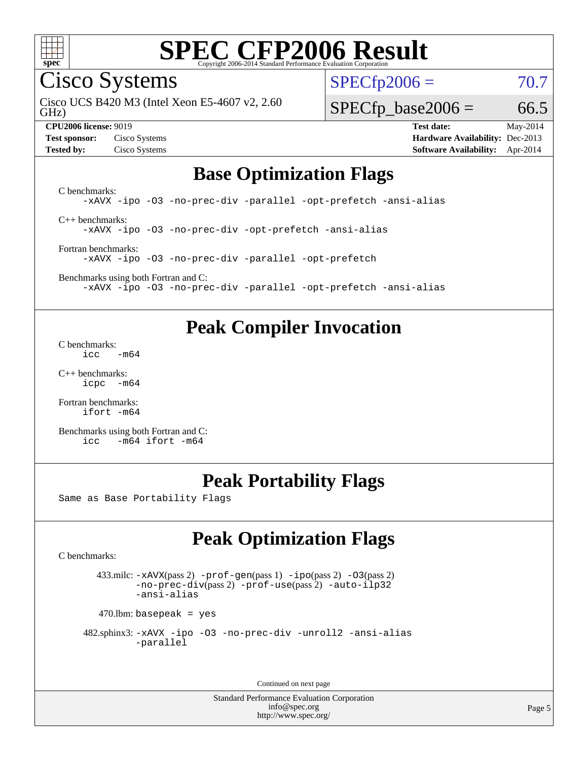# SPEC CFP2006 Result

Copyright 2006-2014 Standard Performance Evaluation Corporation

**Cisco Systems**

Cisco UCS B420 M3 (Intel Xeon E5-4607 v2, 2.60 GHz)

SPECfp2006 = 70.7

SPECfp_base2006 = 66.5

| | | | |
|---|---|---|---|
| **CPU2006 license:** 9019 | | **Test date:** | May-2014 |
| **Test sponsor:** | Cisco Systems | **Hardware Availability:** | Dec-2013 |
| **Tested by:** | Cisco Systems | **Software Availability:** | Apr-2014 |

## Base Optimization Flags

C benchmarks:
```
-xAVX -ipo -O3 -no-prec-div -parallel -opt-prefetch -ansi-alias
```

C++ benchmarks:
```
-xAVX -ipo -O3 -no-prec-div -opt-prefetch -ansi-alias
```

Fortran benchmarks:
```
-xAVX -ipo -O3 -no-prec-div -parallel -opt-prefetch
```

Benchmarks using both Fortran and C:
```
-xAVX -ipo -O3 -no-prec-div -parallel -opt-prefetch -ansi-alias
```

## Peak Compiler Invocation

C benchmarks:
```
icc   -m64
```

C++ benchmarks:
```
icpc  -m64
```

Fortran benchmarks:
```
ifort -m64
```

Benchmarks using both Fortran and C:
```
icc   -m64 ifort -m64
```

## Peak Portability Flags

Same as Base Portability Flags

## Peak Optimization Flags

C benchmarks:

433.milc: -xAVX(pass 2) -prof-gen(pass 1) -ipo(pass 2) -O3(pass 2) -no-prec-div(pass 2) -prof-use(pass 2) -auto-ilp32 -ansi-alias

470.lbm: basepeak = yes

482.sphinx3: -xAVX -ipo -O3 -no-prec-div -unroll2 -ansi-alias -parallel

Continued on next page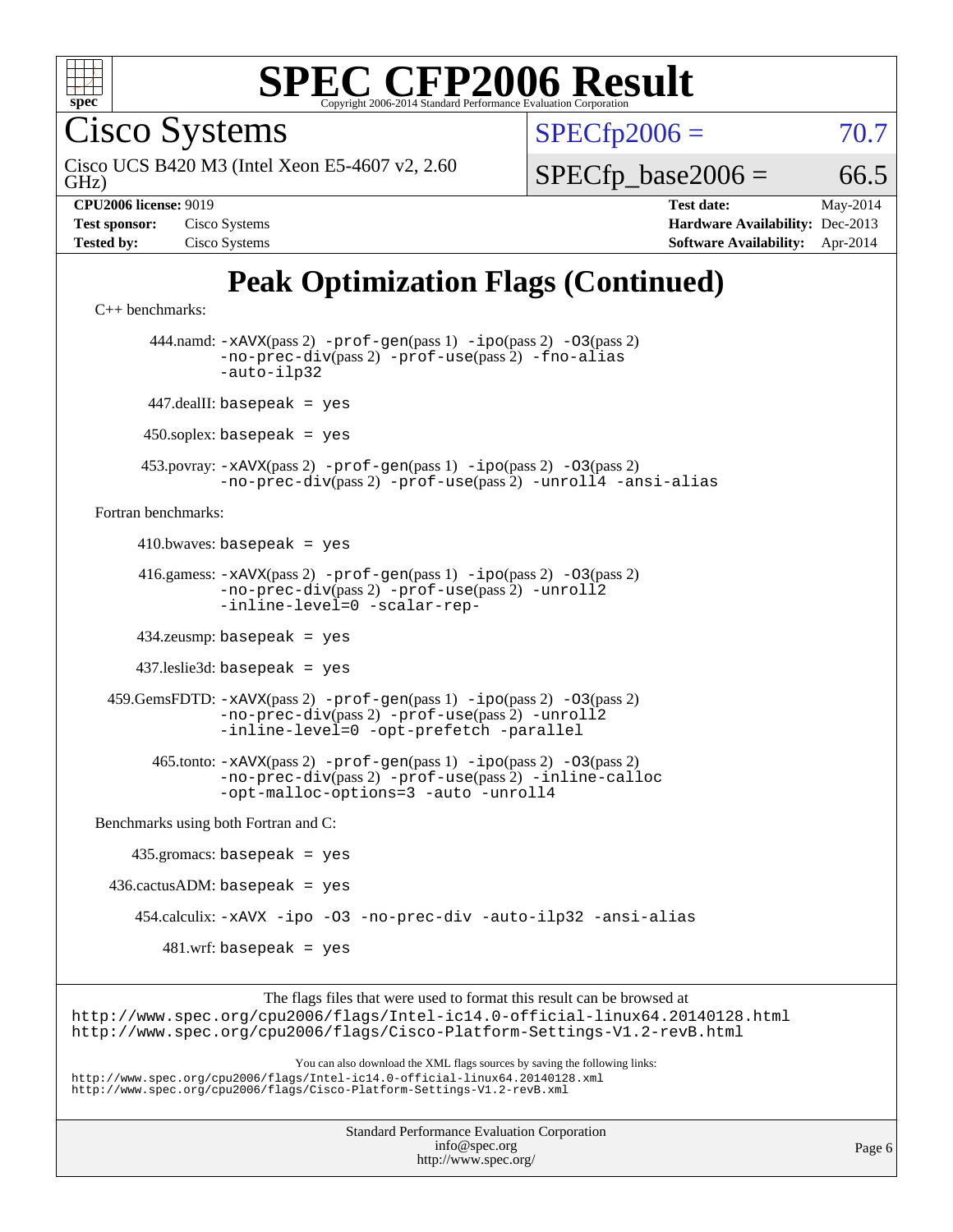# SPEC CFP2006 Result

Copyright 2006-2014 Standard Performance Evaluation Corporation

## Cisco Systems

Cisco UCS B420 M3 (Intel Xeon E5-4607 v2, 2.60 GHz)

SPECfp2006 = 70.7

SPECfp_base2006 = 66.5

| | | | |
|---|---|---|---|
| **CPU2006 license:** 9019 | | **Test date:** | May-2014 |
| **Test sponsor:** | Cisco Systems | **Hardware Availability:** | Dec-2013 |
| **Tested by:** | Cisco Systems | **Software Availability:** | Apr-2014 |

# Peak Optimization Flags (Continued)

C++ benchmarks:

444.namd: `-xAVX`(pass 2) `-prof-gen`(pass 1) `-ipo`(pass 2) `-O3`(pass 2) `-no-prec-div`(pass 2) `-prof-use`(pass 2) `-fno-alias` `-auto-ilp32`

447.dealII: `basepeak = yes`

450.soplex: `basepeak = yes`

453.povray: `-xAVX`(pass 2) `-prof-gen`(pass 1) `-ipo`(pass 2) `-O3`(pass 2) `-no-prec-div`(pass 2) `-prof-use`(pass 2) `-unroll4` `-ansi-alias`

Fortran benchmarks:

410.bwaves: `basepeak = yes`

416.gamess: `-xAVX`(pass 2) `-prof-gen`(pass 1) `-ipo`(pass 2) `-O3`(pass 2) `-no-prec-div`(pass 2) `-prof-use`(pass 2) `-unroll2` `-inline-level=0` `-scalar-rep-`

434.zeusmp: `basepeak = yes`

437.leslie3d: `basepeak = yes`

459.GemsFDTD: `-xAVX`(pass 2) `-prof-gen`(pass 1) `-ipo`(pass 2) `-O3`(pass 2) `-no-prec-div`(pass 2) `-prof-use`(pass 2) `-unroll2` `-inline-level=0` `-opt-prefetch` `-parallel`

465.tonto: `-xAVX`(pass 2) `-prof-gen`(pass 1) `-ipo`(pass 2) `-O3`(pass 2) `-no-prec-div`(pass 2) `-prof-use`(pass 2) `-inline-calloc` `-opt-malloc-options=3` `-auto` `-unroll4`

Benchmarks using both Fortran and C:

435.gromacs: `basepeak = yes`

436.cactusADM: `basepeak = yes`

454.calculix: `-xAVX` `-ipo` `-O3` `-no-prec-div` `-auto-ilp32` `-ansi-alias`

481.wrf: `basepeak = yes`

The flags files that were used to format this result can be browsed at
http://www.spec.org/cpu2006/flags/Intel-ic14.0-official-linux64.20140128.html
http://www.spec.org/cpu2006/flags/Cisco-Platform-Settings-V1.2-revB.html

You can also download the XML flags sources by saving the following links:
http://www.spec.org/cpu2006/flags/Intel-ic14.0-official-linux64.20140128.xml
http://www.spec.org/cpu2006/flags/Cisco-Platform-Settings-V1.2-revB.xml

Standard Performance Evaluation Corporation
info@spec.org
http://www.spec.org/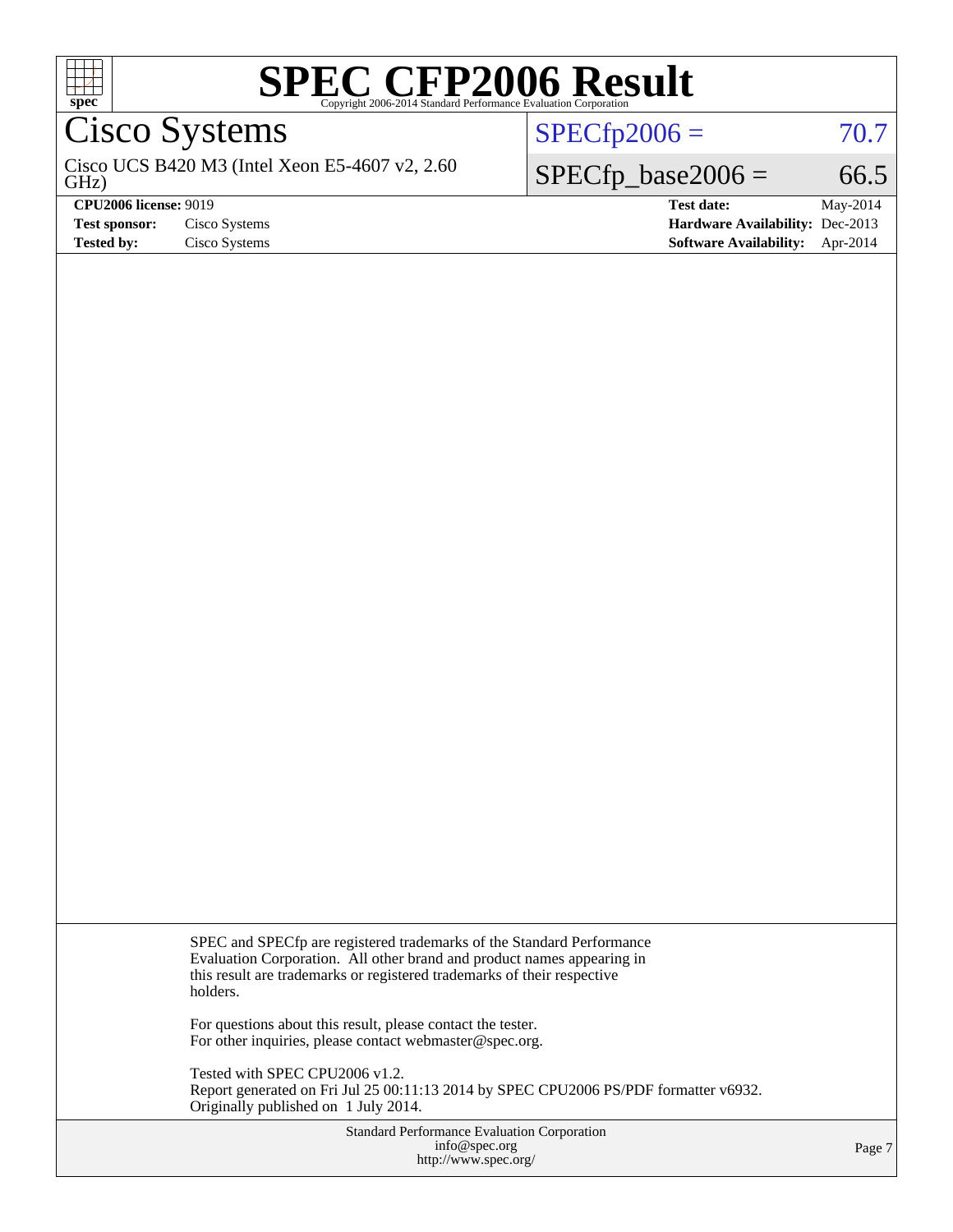# SPEC CFP2006 Result

Copyright 2006-2014 Standard Performance Evaluation Corporation

## Cisco Systems

Cisco UCS B420 M3 (Intel Xeon E5-4607 v2, 2.60 GHz)

SPECfp2006 = 70.7

SPECfp_base2006 = 66.5

| | | | |
|---|---|---|---|
| **CPU2006 license:** | 9019 | **Test date:** | May-2014 |
| **Test sponsor:** | Cisco Systems | **Hardware Availability:** | Dec-2013 |
| **Tested by:** | Cisco Systems | **Software Availability:** | Apr-2014 |

SPEC and SPECfp are registered trademarks of the Standard Performance Evaluation Corporation. All other brand and product names appearing in this result are trademarks or registered trademarks of their respective holders.

For questions about this result, please contact the tester.
For other inquiries, please contact webmaster@spec.org.

Tested with SPEC CPU2006 v1.2.
Report generated on Fri Jul 25 00:11:13 2014 by SPEC CPU2006 PS/PDF formatter v6932.
Originally published on 1 July 2014.